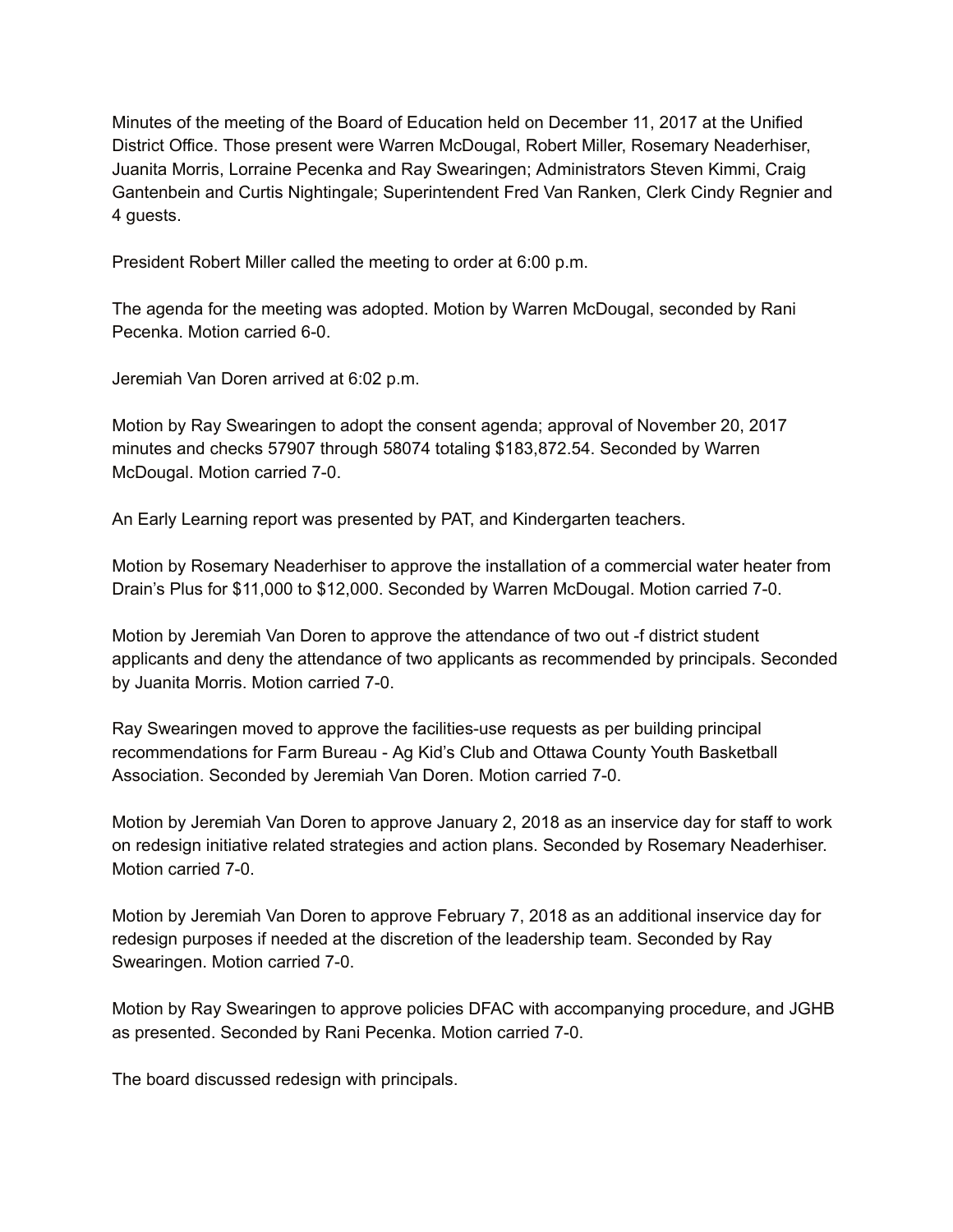Minutes of the meeting of the Board of Education held on December 11, 2017 at the Unified District Office. Those present were Warren McDougal, Robert Miller, Rosemary Neaderhiser, Juanita Morris, Lorraine Pecenka and Ray Swearingen; Administrators Steven Kimmi, Craig Gantenbein and Curtis Nightingale; Superintendent Fred Van Ranken, Clerk Cindy Regnier and 4 guests.

President Robert Miller called the meeting to order at 6:00 p.m.

The agenda for the meeting was adopted. Motion by Warren McDougal, seconded by Rani Pecenka. Motion carried 6-0.

Jeremiah Van Doren arrived at 6:02 p.m.

Motion by Ray Swearingen to adopt the consent agenda; approval of November 20, 2017 minutes and checks 57907 through 58074 totaling $183,872.54. Seconded by Warren McDougal. Motion carried 7-0.

An Early Learning report was presented by PAT, and Kindergarten teachers.

Motion by Rosemary Neaderhiser to approve the installation of a commercial water heater from Drain's Plus for $11,000 to $12,000. Seconded by Warren McDougal. Motion carried 7-0.

Motion by Jeremiah Van Doren to approve the attendance of two out -f district student applicants and deny the attendance of two applicants as recommended by principals. Seconded by Juanita Morris. Motion carried 7-0.

Ray Swearingen moved to approve the facilities-use requests as per building principal recommendations for Farm Bureau - Ag Kid's Club and Ottawa County Youth Basketball Association. Seconded by Jeremiah Van Doren. Motion carried 7-0.

Motion by Jeremiah Van Doren to approve January 2, 2018 as an inservice day for staff to work on redesign initiative related strategies and action plans. Seconded by Rosemary Neaderhiser. Motion carried 7-0.

Motion by Jeremiah Van Doren to approve February 7, 2018 as an additional inservice day for redesign purposes if needed at the discretion of the leadership team. Seconded by Ray Swearingen. Motion carried 7-0.

Motion by Ray Swearingen to approve policies DFAC with accompanying procedure, and JGHB as presented. Seconded by Rani Pecenka. Motion carried 7-0.

The board discussed redesign with principals.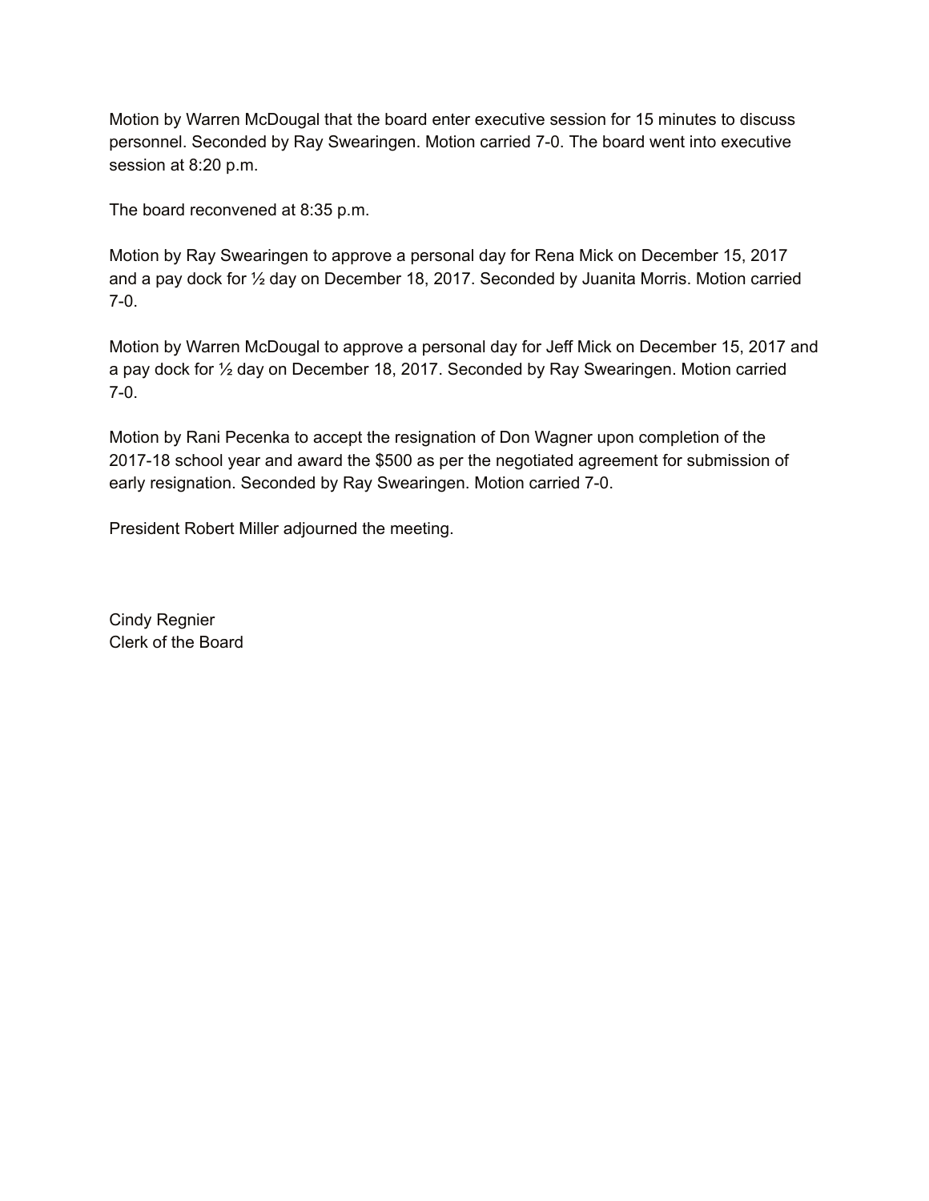Motion by Warren McDougal that the board enter executive session for 15 minutes to discuss personnel. Seconded by Ray Swearingen. Motion carried 7-0. The board went into executive session at 8:20 p.m.

The board reconvened at 8:35 p.m.

Motion by Ray Swearingen to approve a personal day for Rena Mick on December 15, 2017 and a pay dock for ½ day on December 18, 2017. Seconded by Juanita Morris. Motion carried 7-0.

Motion by Warren McDougal to approve a personal day for Jeff Mick on December 15, 2017 and a pay dock for ½ day on December 18, 2017. Seconded by Ray Swearingen. Motion carried 7-0.

Motion by Rani Pecenka to accept the resignation of Don Wagner upon completion of the 2017-18 school year and award the $500 as per the negotiated agreement for submission of early resignation. Seconded by Ray Swearingen. Motion carried 7-0.

President Robert Miller adjourned the meeting.

Cindy Regnier
Clerk of the Board